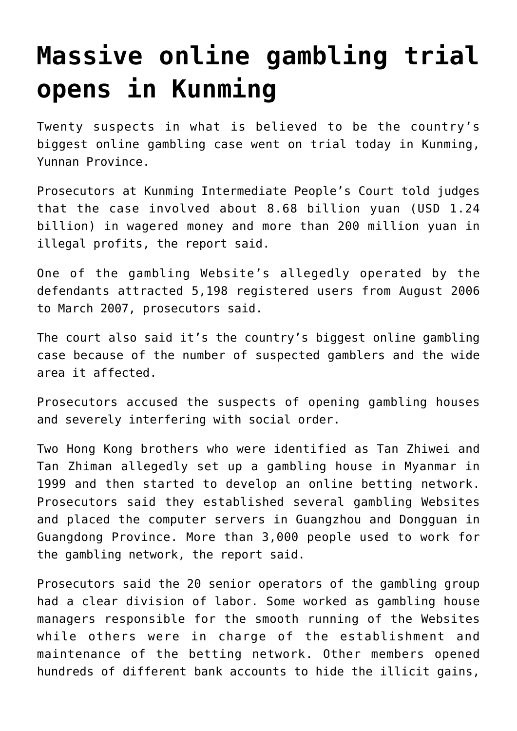# Massive online gambling trial opens in Kunming

Twenty suspects in what is believed to be the country's biggest online gambling case went on trial today in Kunming, Yunnan Province.

Prosecutors at Kunming Intermediate People's Court told judges that the case involved about 8.68 billion yuan (USD 1.24 billion) in wagered money and more than 200 million yuan in illegal profits, the report said.

One of the gambling Website's allegedly operated by the defendants attracted 5,198 registered users from August 2006 to March 2007, prosecutors said.

The court also said it's the country's biggest online gambling case because of the number of suspected gamblers and the wide area it affected.

Prosecutors accused the suspects of opening gambling houses and severely interfering with social order.

Two Hong Kong brothers who were identified as Tan Zhiwei and Tan Zhiman allegedly set up a gambling house in Myanmar in 1999 and then started to develop an online betting network. Prosecutors said they established several gambling Websites and placed the computer servers in Guangzhou and Dongguan in Guangdong Province. More than 3,000 people used to work for the gambling network, the report said.

Prosecutors said the 20 senior operators of the gambling group had a clear division of labor. Some worked as gambling house managers responsible for the smooth running of the Websites while others were in charge of the establishment and maintenance of the betting network. Other members opened hundreds of different bank accounts to hide the illicit gains,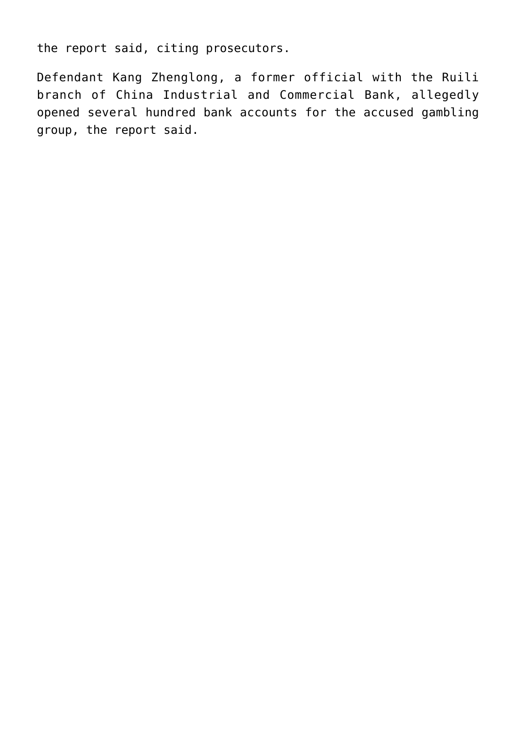the report said, citing prosecutors.

Defendant Kang Zhenglong, a former official with the Ruili branch of China Industrial and Commercial Bank, allegedly opened several hundred bank accounts for the accused gambling group, the report said.